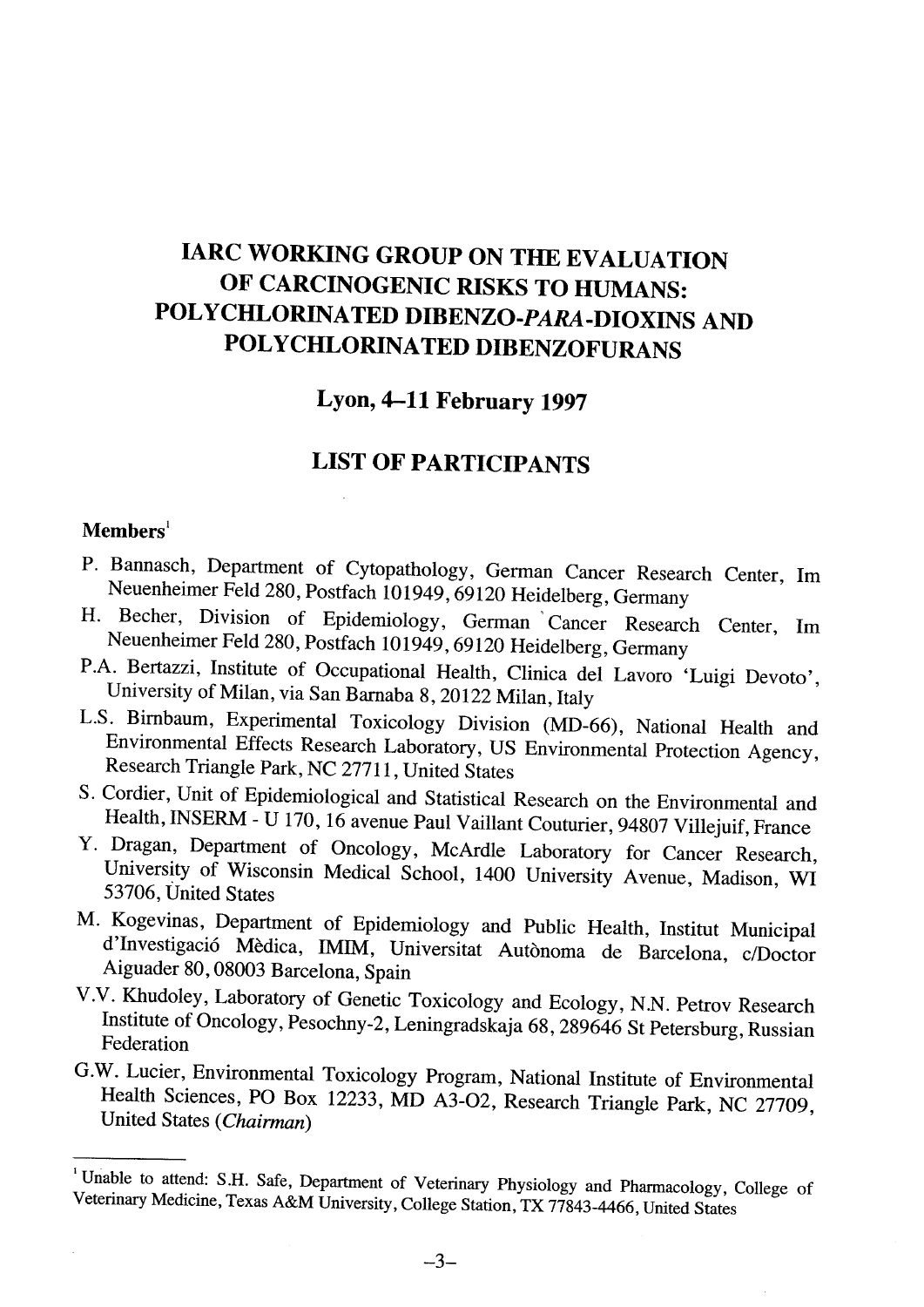# IARC WORKING GROUP ON THE EVALUATION OF CARCINOGENIC RISKS TO HUMANS: POLYCHLORINATED DIBENZO-*PARA*-DIOXINS AND POLYCHLORINATED DIBENZOFURANS

## Lyon, 4–11 February 1997

## LIST OF PARTICIPANTS

**Members**[1]

P. Bannasch, Department of Cytopathology, German Cancer Research Center, Im Neuenheimer Feld 280, Postfach 101949, 69120 Heidelberg, Germany

H. Becher, Division of Epidemiology, German Cancer Research Center, Im Neuenheimer Feld 280, Postfach 101949, 69120 Heidelberg, Germany

P.A. Bertazzi, Institute of Occupational Health, Clinica del Lavoro 'Luigi Devoto', University of Milan, via San Barnaba 8, 20122 Milan, Italy

L.S. Birnbaum, Experimental Toxicology Division (MD-66), National Health and Environmental Effects Research Laboratory, US Environmental Protection Agency, Research Triangle Park, NC 27711, United States

S. Cordier, Unit of Epidemiological and Statistical Research on the Environmental and Health, INSERM - U 170, 16 avenue Paul Vaillant Couturier, 94807 Villejuif, France

Y. Dragan, Department of Oncology, McArdle Laboratory for Cancer Research, University of Wisconsin Medical School, 1400 University Avenue, Madison, WI 53706, United States

M. Kogevinas, Department of Epidemiology and Public Health, Institut Municipal d'Investigació Mèdica, IMIM, Universitat Autònoma de Barcelona, c/Doctor Aiguader 80, 08003 Barcelona, Spain

V.V. Khudoley, Laboratory of Genetic Toxicology and Ecology, N.N. Petrov Research Institute of Oncology, Pesochny-2, Leningradskaja 68, 289646 St Petersburg, Russian Federation

G.W. Lucier, Environmental Toxicology Program, National Institute of Environmental Health Sciences, PO Box 12233, MD A3-02, Research Triangle Park, NC 27709, United States (*Chairman*)

---

[1] Unable to attend: S.H. Safe, Department of Veterinary Physiology and Pharmacology, College of Veterinary Medicine, Texas A&M University, College Station, TX 77843-4466, United States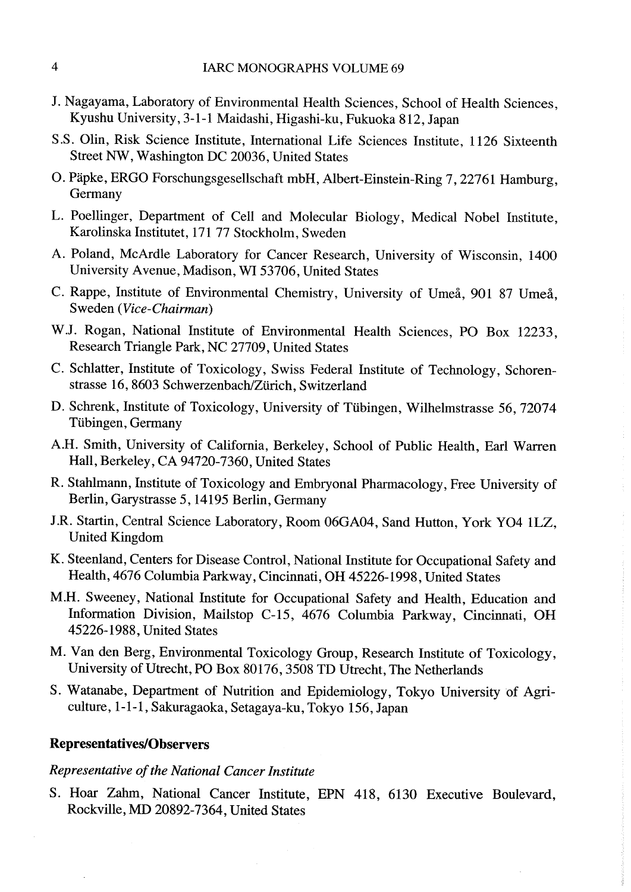J. Nagayama, Laboratory of Environmental Health Sciences, School of Health Sciences, Kyushu University, 3-1-1 Maidashi, Higashi-ku, Fukuoka 812, Japan

S.S. Olin, Risk Science Institute, International Life Sciences Institute, 1126 Sixteenth Street NW, Washington DC 20036, United States

O. Päpke, ERGO Forschungsgesellschaft mbH, Albert-Einstein-Ring 7, 22761 Hamburg, Germany

L. Poellinger, Department of Cell and Molecular Biology, Medical Nobel Institute, Karolinska Institutet, 171 77 Stockholm, Sweden

A. Poland, McArdle Laboratory for Cancer Research, University of Wisconsin, 1400 University Avenue, Madison, WI 53706, United States

C. Rappe, Institute of Environmental Chemistry, University of Umeå, 901 87 Umeå, Sweden (*Vice-Chairman*)

W.J. Rogan, National Institute of Environmental Health Sciences, PO Box 12233, Research Triangle Park, NC 27709, United States

C. Schlatter, Institute of Toxicology, Swiss Federal Institute of Technology, Schorenstrasse 16, 8603 Schwerzenbach/Zürich, Switzerland

D. Schrenk, Institute of Toxicology, University of Tübingen, Wilhelmstrasse 56, 72074 Tübingen, Germany

A.H. Smith, University of California, Berkeley, School of Public Health, Earl Warren Hall, Berkeley, CA 94720-7360, United States

R. Stahlmann, Institute of Toxicology and Embryonal Pharmacology, Free University of Berlin, Garystrasse 5, 14195 Berlin, Germany

J.R. Startin, Central Science Laboratory, Room 06GA04, Sand Hutton, York YO4 1LZ, United Kingdom

K. Steenland, Centers for Disease Control, National Institute for Occupational Safety and Health, 4676 Columbia Parkway, Cincinnati, OH 45226-1998, United States

M.H. Sweeney, National Institute for Occupational Safety and Health, Education and Information Division, Mailstop C-15, 4676 Columbia Parkway, Cincinnati, OH 45226-1988, United States

M. Van den Berg, Environmental Toxicology Group, Research Institute of Toxicology, University of Utrecht, PO Box 80176, 3508 TD Utrecht, The Netherlands

S. Watanabe, Department of Nutrition and Epidemiology, Tokyo University of Agriculture, 1-1-1, Sakuragaoka, Setagaya-ku, Tokyo 156, Japan

## Representatives/Observers

*Representative of the National Cancer Institute*

S. Hoar Zahm, National Cancer Institute, EPN 418, 6130 Executive Boulevard, Rockville, MD 20892-7364, United States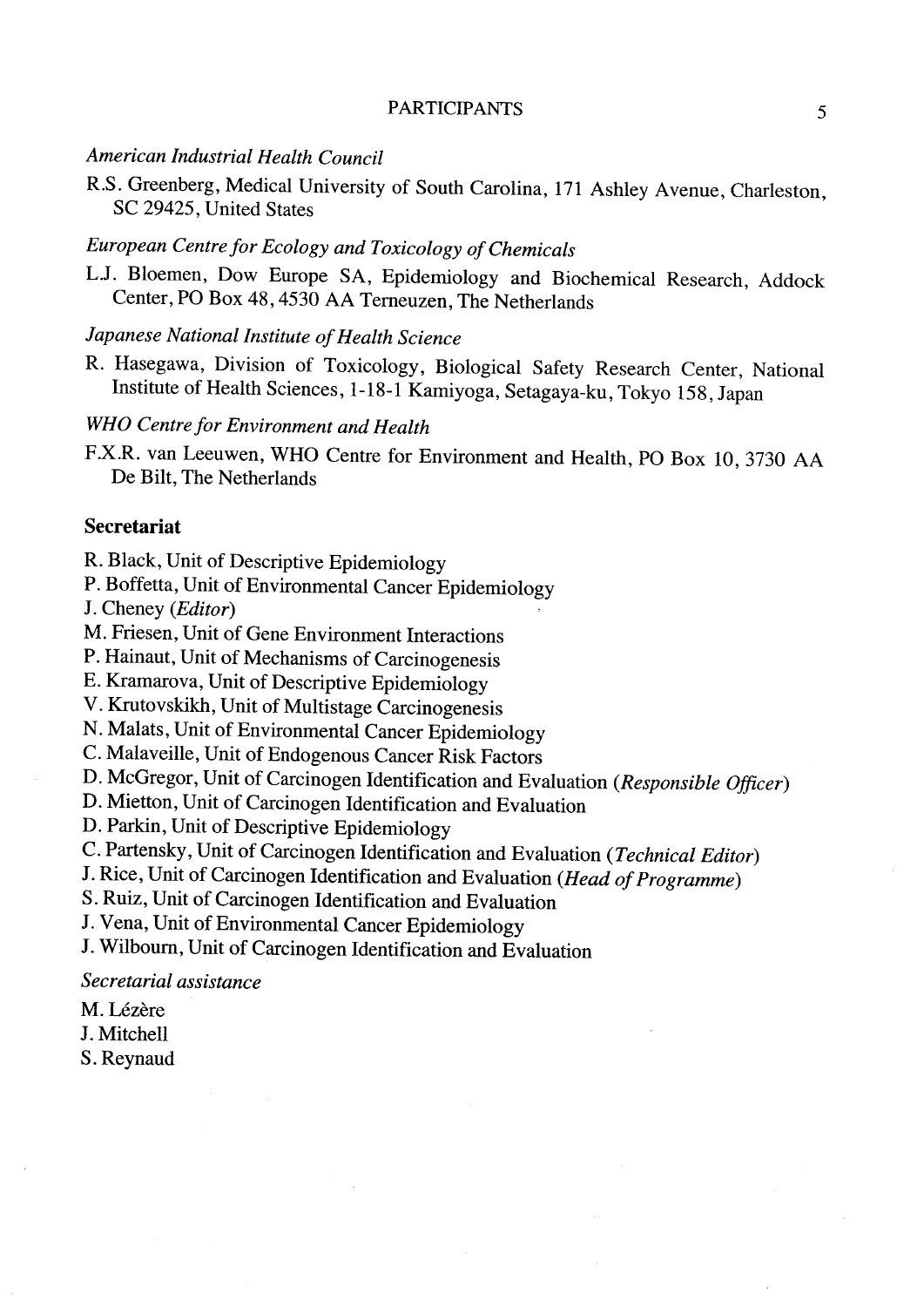*American Industrial Health Council*

R.S. Greenberg, Medical University of South Carolina, 171 Ashley Avenue, Charleston, SC 29425, United States

*European Centre for Ecology and Toxicology of Chemicals*

L.J. Bloemen, Dow Europe SA, Epidemiology and Biochemical Research, Addock Center, PO Box 48, 4530 AA Terneuzen, The Netherlands

*Japanese National Institute of Health Science*

R. Hasegawa, Division of Toxicology, Biological Safety Research Center, National Institute of Health Sciences, 1-18-1 Kamiyoga, Setagaya-ku, Tokyo 158, Japan

*WHO Centre for Environment and Health*

F.X.R. van Leeuwen, WHO Centre for Environment and Health, PO Box 10, 3730 AA De Bilt, The Netherlands

## Secretariat

R. Black, Unit of Descriptive Epidemiology
P. Boffetta, Unit of Environmental Cancer Epidemiology
J. Cheney (*Editor*)
M. Friesen, Unit of Gene Environment Interactions
P. Hainaut, Unit of Mechanisms of Carcinogenesis
E. Kramarova, Unit of Descriptive Epidemiology
V. Krutovskikh, Unit of Multistage Carcinogenesis
N. Malats, Unit of Environmental Cancer Epidemiology
C. Malaveille, Unit of Endogenous Cancer Risk Factors
D. McGregor, Unit of Carcinogen Identification and Evaluation (*Responsible Officer*)
D. Mietton, Unit of Carcinogen Identification and Evaluation
D. Parkin, Unit of Descriptive Epidemiology
C. Partensky, Unit of Carcinogen Identification and Evaluation (*Technical Editor*)
J. Rice, Unit of Carcinogen Identification and Evaluation (*Head of Programme*)
S. Ruiz, Unit of Carcinogen Identification and Evaluation
J. Vena, Unit of Environmental Cancer Epidemiology
J. Wilbourn, Unit of Carcinogen Identification and Evaluation

*Secretarial assistance*

M. Lézère
J. Mitchell
S. Reynaud